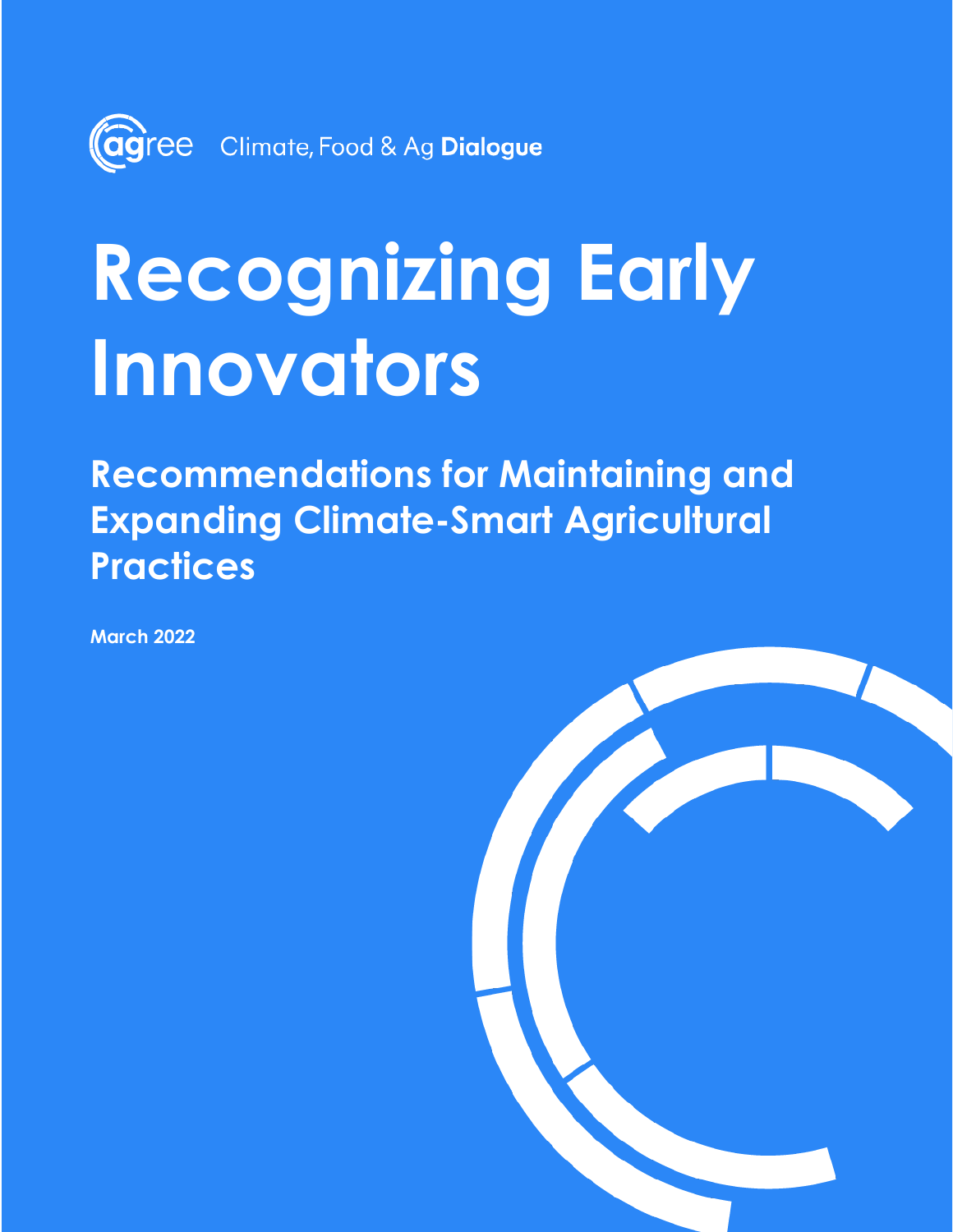agree Climate, Food & Ag **Dialogue**

# Recognizing Early Innovators

## Recommendations for Maintaining and Expanding Climate-Smart Agricultural Practices

**March 2022**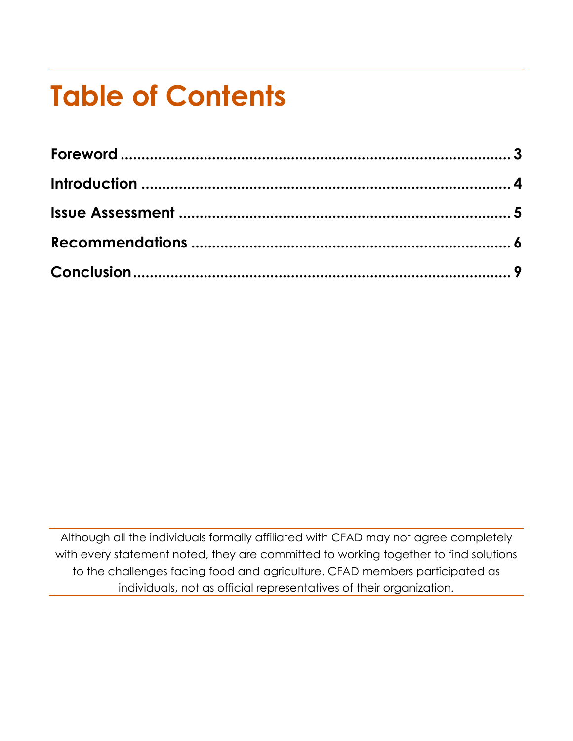# Table of Contents

**Foreword** .......... **3**

**Introduction** .......... **4**

**Issue Assessment** .......... **5**

**Recommendations** .......... **6**

**Conclusion** .......... **9**

---

Although all the individuals formally affiliated with CFAD may not agree completely with every statement noted, they are committed to working together to find solutions to the challenges facing food and agriculture. CFAD members participated as individuals, not as official representatives of their organization.

---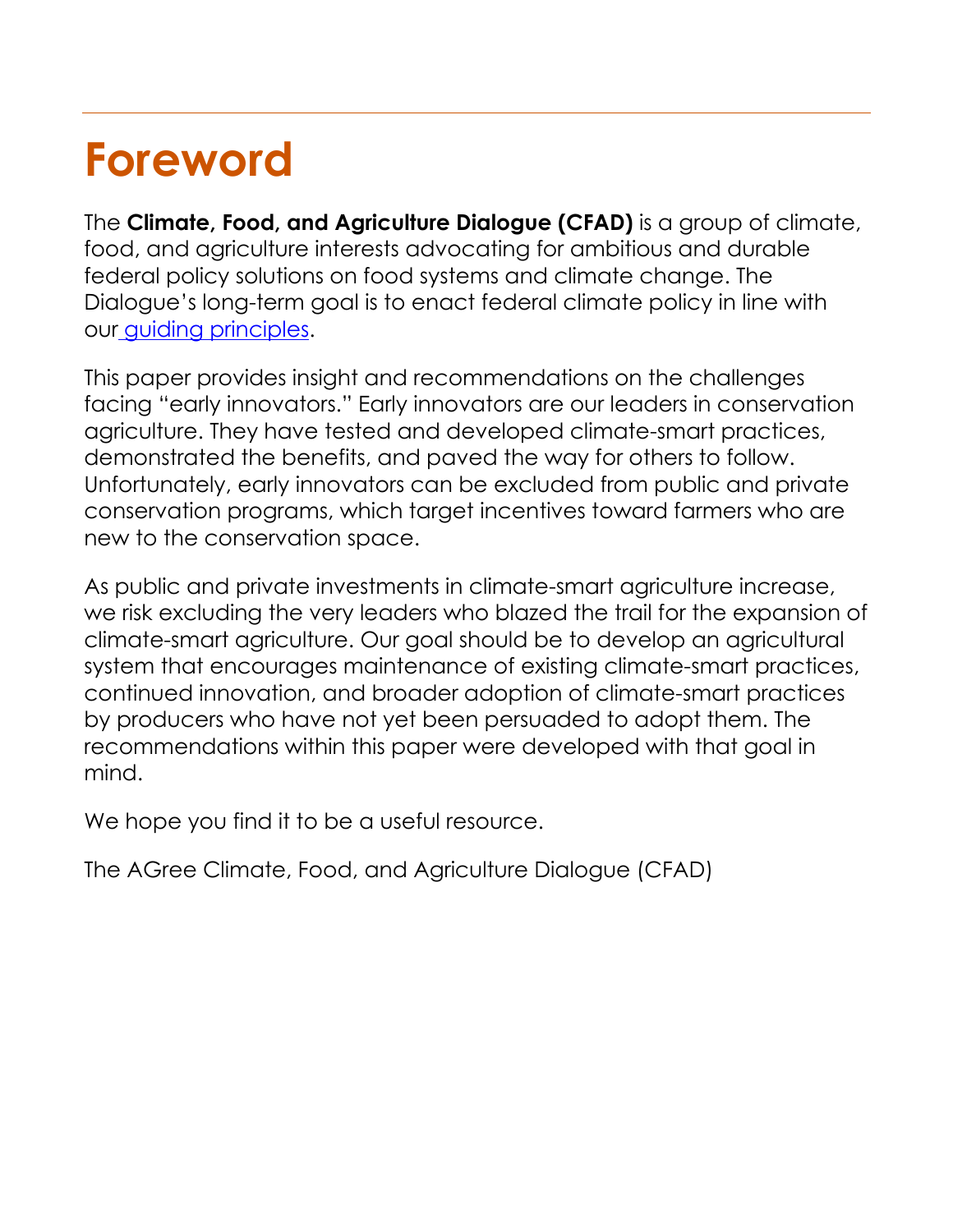# Foreword

The **Climate, Food, and Agriculture Dialogue (CFAD)** is a group of climate, food, and agriculture interests advocating for ambitious and durable federal policy solutions on food systems and climate change. The Dialogue's long-term goal is to enact federal climate policy in line with our guiding principles.

This paper provides insight and recommendations on the challenges facing "early innovators." Early innovators are our leaders in conservation agriculture. They have tested and developed climate-smart practices, demonstrated the benefits, and paved the way for others to follow. Unfortunately, early innovators can be excluded from public and private conservation programs, which target incentives toward farmers who are new to the conservation space.

As public and private investments in climate-smart agriculture increase, we risk excluding the very leaders who blazed the trail for the expansion of climate-smart agriculture. Our goal should be to develop an agricultural system that encourages maintenance of existing climate-smart practices, continued innovation, and broader adoption of climate-smart practices by producers who have not yet been persuaded to adopt them. The recommendations within this paper were developed with that goal in mind.

We hope you find it to be a useful resource.

The AGree Climate, Food, and Agriculture Dialogue (CFAD)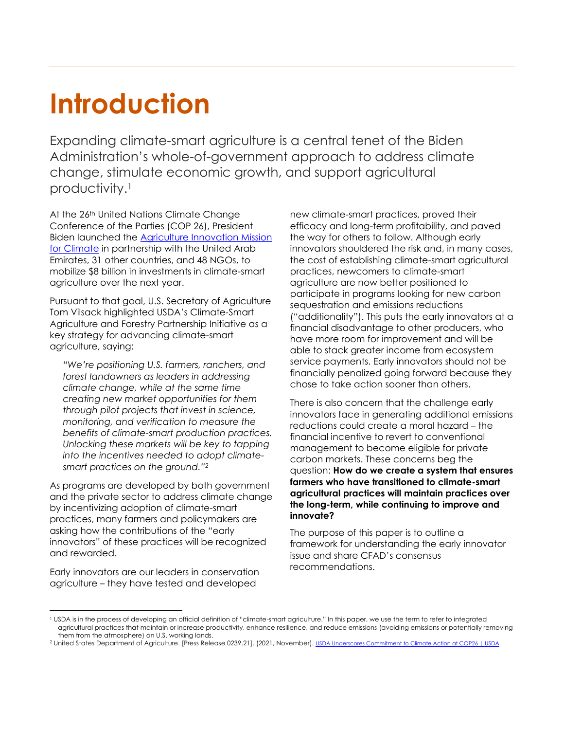# Introduction

Expanding climate-smart agriculture is a central tenet of the Biden Administration's whole-of-government approach to address climate change, stimulate economic growth, and support agricultural productivity.[1]

At the 26th United Nations Climate Change Conference of the Parties (COP 26), President Biden launched the [Agriculture Innovation Mission for Climate] in partnership with the United Arab Emirates, 31 other countries, and 48 NGOs, to mobilize $8 billion in investments in climate-smart agriculture over the next year.

Pursuant to that goal, U.S. Secretary of Agriculture Tom Vilsack highlighted USDA's Climate-Smart Agriculture and Forestry Partnership Initiative as a key strategy for advancing climate-smart agriculture, saying:

> *"We're positioning U.S. farmers, ranchers, and forest landowners as leaders in addressing climate change, while at the same time creating new market opportunities for them through pilot projects that invest in science, monitoring, and verification to measure the benefits of climate-smart production practices. Unlocking these markets will be key to tapping into the incentives needed to adopt climate-smart practices on the ground."*[2]

As programs are developed by both government and the private sector to address climate change by incentivizing adoption of climate-smart practices, many farmers and policymakers are asking how the contributions of the "early innovators" of these practices will be recognized and rewarded.

Early innovators are our leaders in conservation agriculture – they have tested and developed new climate-smart practices, proved their efficacy and long-term profitability, and paved the way for others to follow. Although early innovators shouldered the risk and, in many cases, the cost of establishing climate-smart agricultural practices, newcomers to climate-smart agriculture are now better positioned to participate in programs looking for new carbon sequestration and emissions reductions ("additionality"). This puts the early innovators at a financial disadvantage to other producers, who have more room for improvement and will be able to stack greater income from ecosystem service payments. Early innovators should not be financially penalized going forward because they chose to take action sooner than others.

There is also concern that the challenge early innovators face in generating additional emissions reductions could create a moral hazard – the financial incentive to revert to conventional management to become eligible for private carbon markets. These concerns beg the question: **How do we create a system that ensures farmers who have transitioned to climate-smart agricultural practices will maintain practices over the long-term, while continuing to improve and innovate?**

The purpose of this paper is to outline a framework for understanding the early innovator issue and share CFAD's consensus recommendations.

---

[1] USDA is in the process of developing an official definition of "climate-smart agriculture." In this paper, we use the term to refer to integrated agricultural practices that maintain or increase productivity, enhance resilience, and reduce emissions (avoiding emissions or potentially removing them from the atmosphere) on U.S. working lands.

[2] United States Department of Agriculture. [Press Release 0239.21]. (2021, November). USDA Underscores Commitment to Climate Action at COP26 | USDA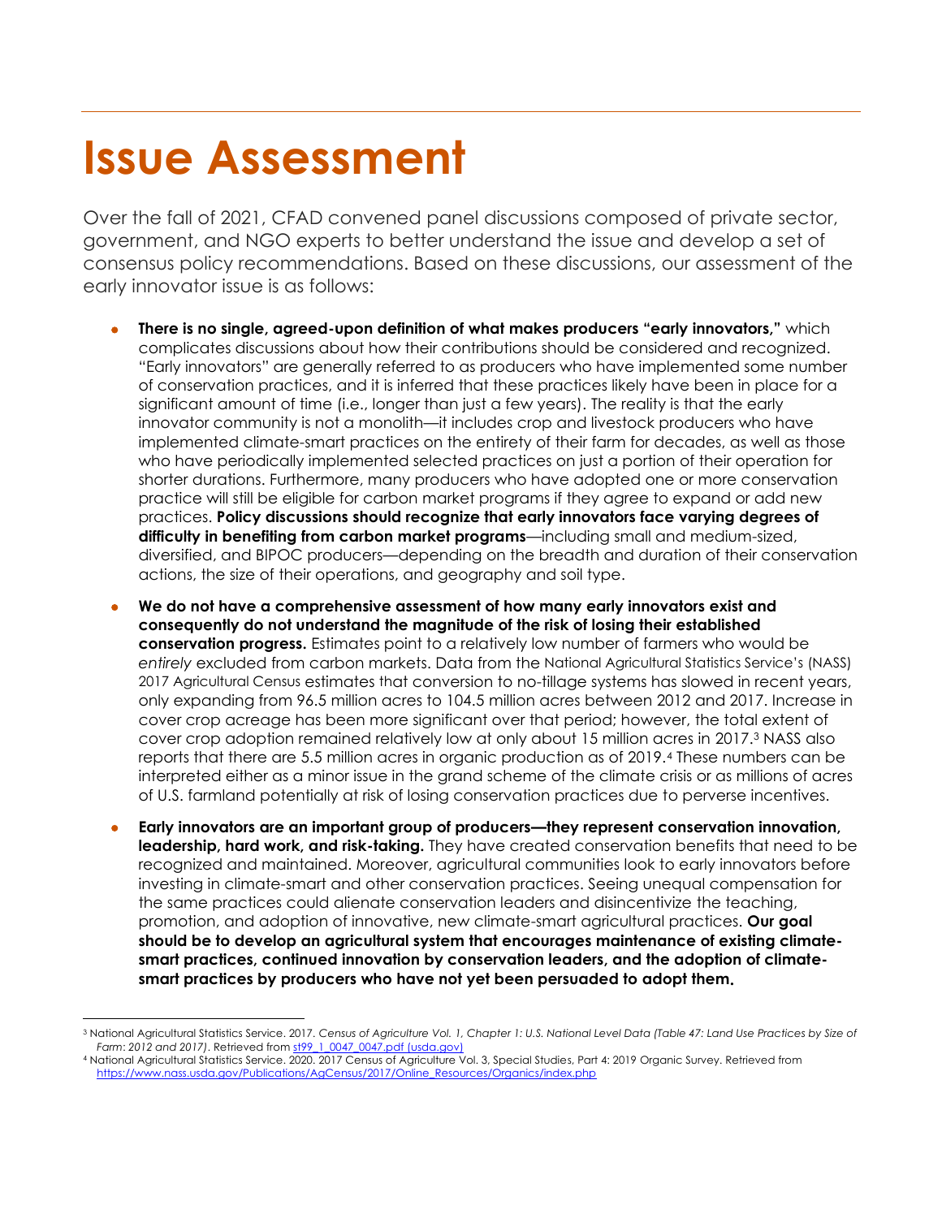# Issue Assessment

Over the fall of 2021, CFAD convened panel discussions composed of private sector, government, and NGO experts to better understand the issue and develop a set of consensus policy recommendations. Based on these discussions, our assessment of the early innovator issue is as follows:

- **There is no single, agreed-upon definition of what makes producers "early innovators,"** which complicates discussions about how their contributions should be considered and recognized. "Early innovators" are generally referred to as producers who have implemented some number of conservation practices, and it is inferred that these practices likely have been in place for a significant amount of time (i.e., longer than just a few years). The reality is that the early innovator community is not a monolith—it includes crop and livestock producers who have implemented climate-smart practices on the entirety of their farm for decades, as well as those who have periodically implemented selected practices on just a portion of their operation for shorter durations. Furthermore, many producers who have adopted one or more conservation practice will still be eligible for carbon market programs if they agree to expand or add new practices. **Policy discussions should recognize that early innovators face varying degrees of difficulty in benefiting from carbon market programs**—including small and medium-sized, diversified, and BIPOC producers—depending on the breadth and duration of their conservation actions, the size of their operations, and geography and soil type.
- **We do not have a comprehensive assessment of how many early innovators exist and consequently do not understand the magnitude of the risk of losing their established conservation progress.** Estimates point to a relatively low number of farmers who would be *entirely* excluded from carbon markets. Data from the National Agricultural Statistics Service's (NASS) 2017 Agricultural Census estimates that conversion to no-tillage systems has slowed in recent years, only expanding from 96.5 million acres to 104.5 million acres between 2012 and 2017. Increase in cover crop acreage has been more significant over that period; however, the total extent of cover crop adoption remained relatively low at only about 15 million acres in 2017.[3] NASS also reports that there are 5.5 million acres in organic production as of 2019.[4] These numbers can be interpreted either as a minor issue in the grand scheme of the climate crisis or as millions of acres of U.S. farmland potentially at risk of losing conservation practices due to perverse incentives.
- **Early innovators are an important group of producers—they represent conservation innovation, leadership, hard work, and risk-taking.** They have created conservation benefits that need to be recognized and maintained. Moreover, agricultural communities look to early innovators before investing in climate-smart and other conservation practices. Seeing unequal compensation for the same practices could alienate conservation leaders and disincentivize the teaching, promotion, and adoption of innovative, new climate-smart agricultural practices. **Our goal should be to develop an agricultural system that encourages maintenance of existing climate-smart practices, continued innovation by conservation leaders, and the adoption of climate-smart practices by producers who have not yet been persuaded to adopt them.**

---

[3] National Agricultural Statistics Service. 2017. *Census of Agriculture Vol. 1, Chapter 1: U.S. National Level Data (Table 47: Land Use Practices by Size of Farm: 2012 and 2017)*. Retrieved from st99_1_0047_0047.pdf (usda.gov)

[4] National Agricultural Statistics Service. 2020. 2017 Census of Agriculture Vol. 3, Special Studies, Part 4: 2019 Organic Survey. Retrieved from https://www.nass.usda.gov/Publications/AgCensus/2017/Online_Resources/Organics/index.php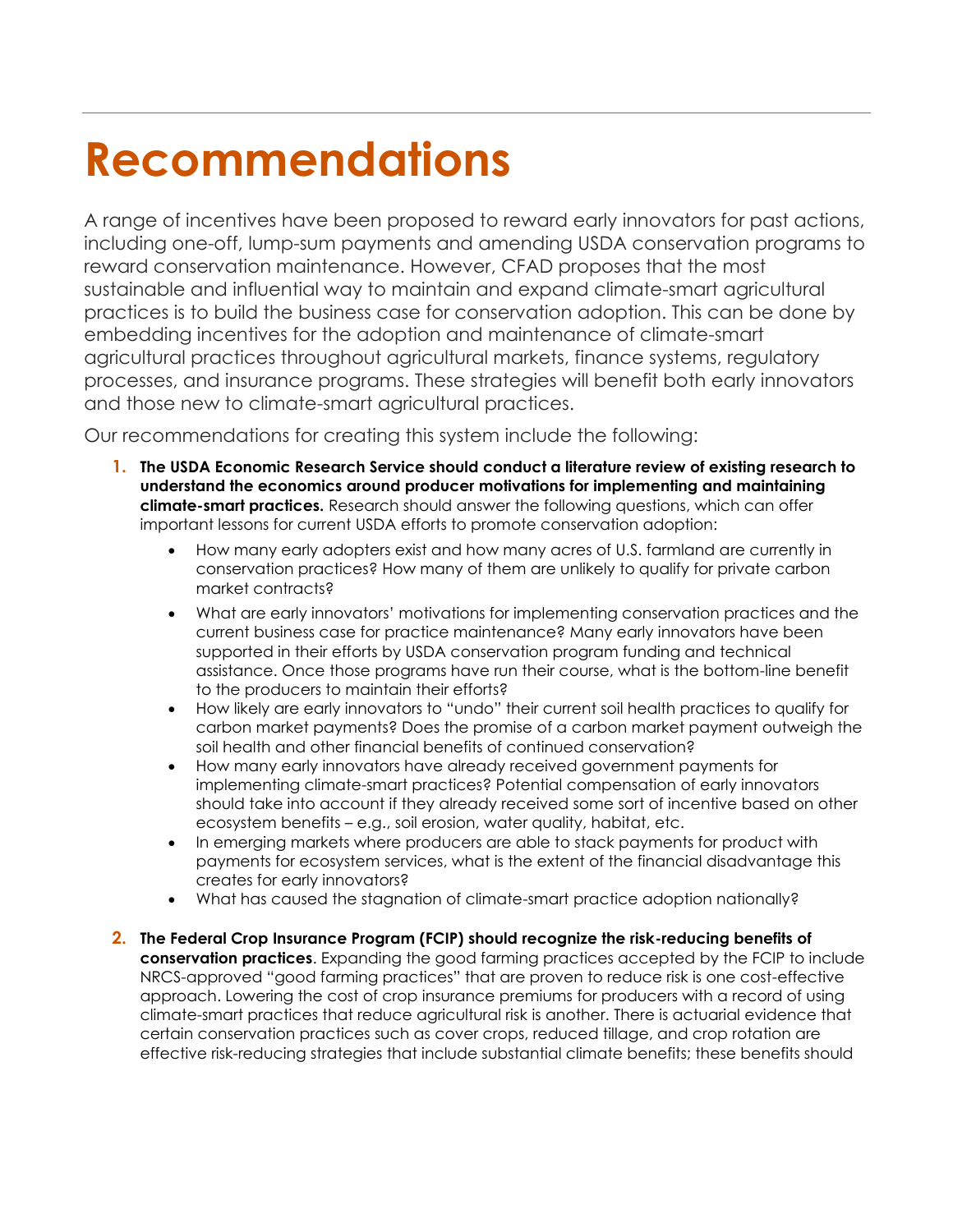# Recommendations

A range of incentives have been proposed to reward early innovators for past actions, including one-off, lump-sum payments and amending USDA conservation programs to reward conservation maintenance. However, CFAD proposes that the most sustainable and influential way to maintain and expand climate-smart agricultural practices is to build the business case for conservation adoption. This can be done by embedding incentives for the adoption and maintenance of climate-smart agricultural practices throughout agricultural markets, finance systems, regulatory processes, and insurance programs. These strategies will benefit both early innovators and those new to climate-smart agricultural practices.

Our recommendations for creating this system include the following:

1. **The USDA Economic Research Service should conduct a literature review of existing research to understand the economics around producer motivations for implementing and maintaining climate-smart practices.** Research should answer the following questions, which can offer important lessons for current USDA efforts to promote conservation adoption:
   - How many early adopters exist and how many acres of U.S. farmland are currently in conservation practices? How many of them are unlikely to qualify for private carbon market contracts?
   - What are early innovators' motivations for implementing conservation practices and the current business case for practice maintenance? Many early innovators have been supported in their efforts by USDA conservation program funding and technical assistance. Once those programs have run their course, what is the bottom-line benefit to the producers to maintain their efforts?
   - How likely are early innovators to "undo" their current soil health practices to qualify for carbon market payments? Does the promise of a carbon market payment outweigh the soil health and other financial benefits of continued conservation?
   - How many early innovators have already received government payments for implementing climate-smart practices? Potential compensation of early innovators should take into account if they already received some sort of incentive based on other ecosystem benefits – e.g., soil erosion, water quality, habitat, etc.
   - In emerging markets where producers are able to stack payments for product with payments for ecosystem services, what is the extent of the financial disadvantage this creates for early innovators?
   - What has caused the stagnation of climate-smart practice adoption nationally?

2. **The Federal Crop Insurance Program (FCIP) should recognize the risk-reducing benefits of conservation practices**. Expanding the good farming practices accepted by the FCIP to include NRCS-approved "good farming practices" that are proven to reduce risk is one cost-effective approach. Lowering the cost of crop insurance premiums for producers with a record of using climate-smart practices that reduce agricultural risk is another. There is actuarial evidence that certain conservation practices such as cover crops, reduced tillage, and crop rotation are effective risk-reducing strategies that include substantial climate benefits; these benefits should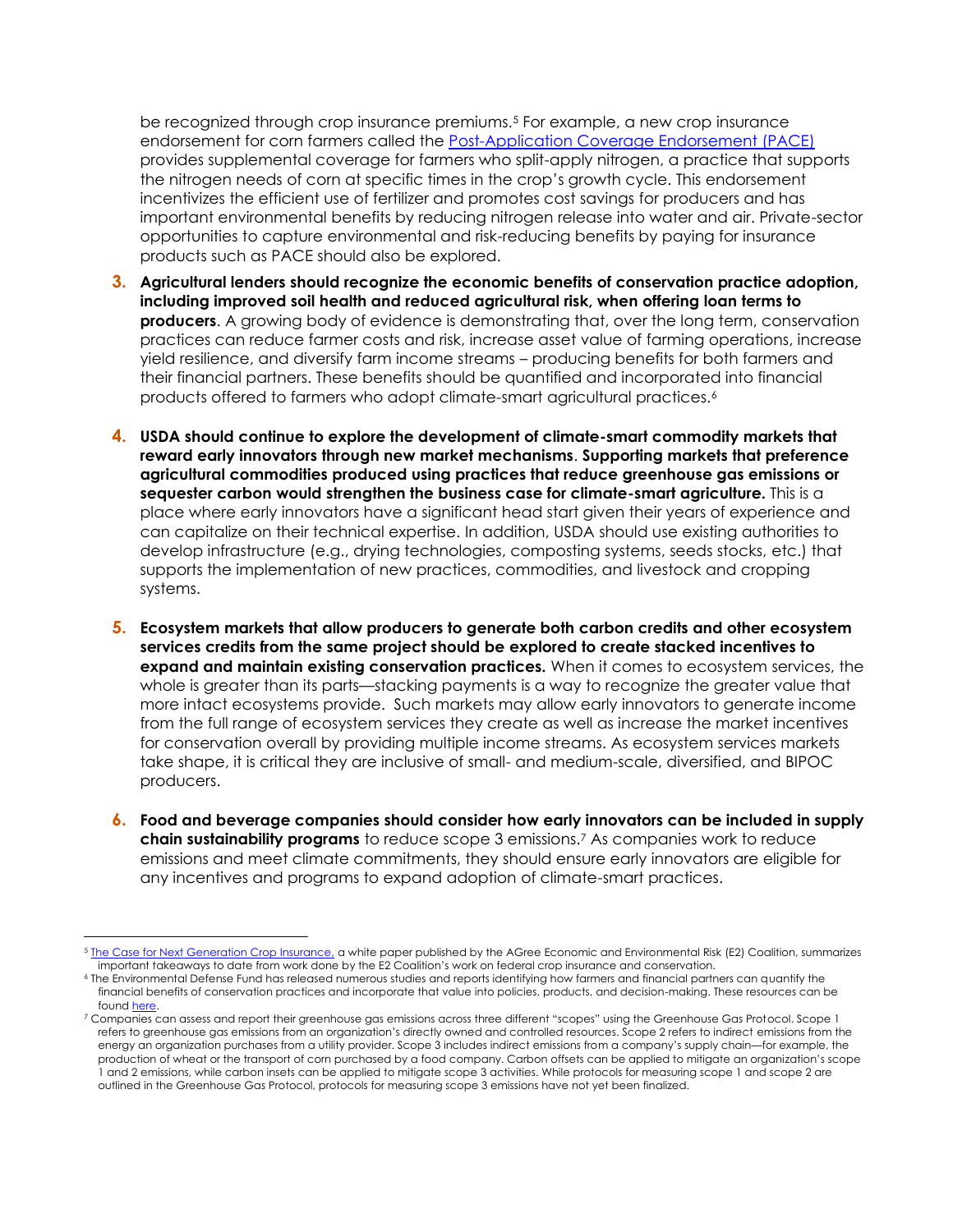be recognized through crop insurance premiums.[5] For example, a new crop insurance endorsement for corn farmers called the [Post-Application Coverage Endorsement (PACE)](#) provides supplemental coverage for farmers who split-apply nitrogen, a practice that supports the nitrogen needs of corn at specific times in the crop's growth cycle. This endorsement incentivizes the efficient use of fertilizer and promotes cost savings for producers and has important environmental benefits by reducing nitrogen release into water and air. Private-sector opportunities to capture environmental and risk-reducing benefits by paying for insurance products such as PACE should also be explored.

3. **Agricultural lenders should recognize the economic benefits of conservation practice adoption, including improved soil health and reduced agricultural risk, when offering loan terms to producers**. A growing body of evidence is demonstrating that, over the long term, conservation practices can reduce farmer costs and risk, increase asset value of farming operations, increase yield resilience, and diversify farm income streams – producing benefits for both farmers and their financial partners. These benefits should be quantified and incorporated into financial products offered to farmers who adopt climate-smart agricultural practices.[6]

4. **USDA should continue to explore the development of climate-smart commodity markets that reward early innovators through new market mechanisms**. **Supporting markets that preference agricultural commodities produced using practices that reduce greenhouse gas emissions or sequester carbon would strengthen the business case for climate-smart agriculture.** This is a place where early innovators have a significant head start given their years of experience and can capitalize on their technical expertise. In addition, USDA should use existing authorities to develop infrastructure (e.g., drying technologies, composting systems, seeds stocks, etc.) that supports the implementation of new practices, commodities, and livestock and cropping systems.

5. **Ecosystem markets that allow producers to generate both carbon credits and other ecosystem services credits from the same project should be explored to create stacked incentives to expand and maintain existing conservation practices.** When it comes to ecosystem services, the whole is greater than its parts—stacking payments is a way to recognize the greater value that more intact ecosystems provide. Such markets may allow early innovators to generate income from the full range of ecosystem services they create as well as increase the market incentives for conservation overall by providing multiple income streams. As ecosystem services markets take shape, it is critical they are inclusive of small- and medium-scale, diversified, and BIPOC producers.

6. **Food and beverage companies should consider how early innovators can be included in supply chain sustainability programs** to reduce scope 3 emissions.[7] As companies work to reduce emissions and meet climate commitments, they should ensure early innovators are eligible for any incentives and programs to expand adoption of climate-smart practices.

---

[5] [The Case for Next Generation Crop Insurance](#), a white paper published by the AGree Economic and Environmental Risk (E2) Coalition, summarizes important takeaways to date from work done by the E2 Coalition's work on federal crop insurance and conservation.

[6] The Environmental Defense Fund has released numerous studies and reports identifying how farmers and financial partners can quantify the financial benefits of conservation practices and incorporate that value into policies, products, and decision-making. These resources can be found [here](#).

[7] Companies can assess and report their greenhouse gas emissions across three different "scopes" using the Greenhouse Gas Protocol. Scope 1 refers to greenhouse gas emissions from an organization's directly owned and controlled resources. Scope 2 refers to indirect emissions from the energy an organization purchases from a utility provider. Scope 3 includes indirect emissions from a company's supply chain—for example, the production of wheat or the transport of corn purchased by a food company. Carbon offsets can be applied to mitigate an organization's scope 1 and 2 emissions, while carbon insets can be applied to mitigate scope 3 activities. While protocols for measuring scope 1 and scope 2 are outlined in the Greenhouse Gas Protocol, protocols for measuring scope 3 emissions have not yet been finalized.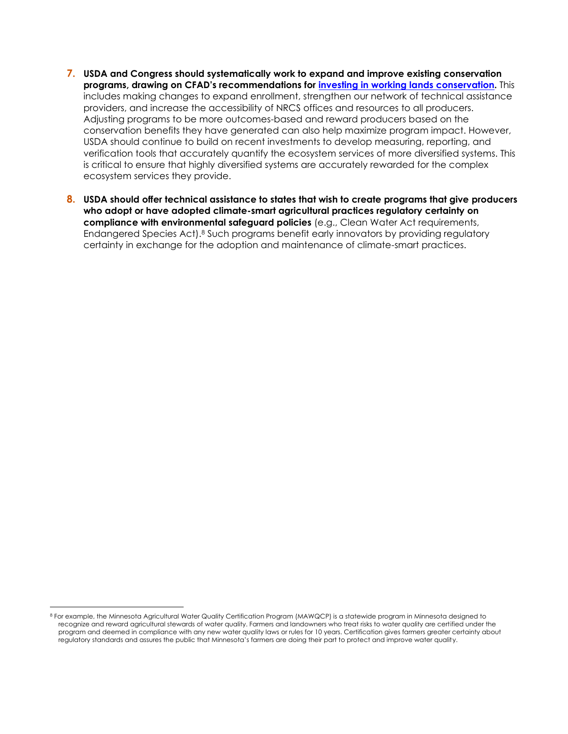7. **USDA and Congress should systematically work to expand and improve existing conservation programs, drawing on CFAD's recommendations for [investing in working lands conservation](investing in working lands conservation).** This includes making changes to expand enrollment, strengthen our network of technical assistance providers, and increase the accessibility of NRCS offices and resources to all producers. Adjusting programs to be more outcomes-based and reward producers based on the conservation benefits they have generated can also help maximize program impact. However, USDA should continue to build on recent investments to develop measuring, reporting, and verification tools that accurately quantify the ecosystem services of more diversified systems. This is critical to ensure that highly diversified systems are accurately rewarded for the complex ecosystem services they provide.

8. **USDA should offer technical assistance to states that wish to create programs that give producers who adopt or have adopted climate-smart agricultural practices regulatory certainty on compliance with environmental safeguard policies** (e.g., Clean Water Act requirements, Endangered Species Act).[8] Such programs benefit early innovators by providing regulatory certainty in exchange for the adoption and maintenance of climate-smart practices.

[8] For example, the Minnesota Agricultural Water Quality Certification Program (MAWQCP) is a statewide program in Minnesota designed to recognize and reward agricultural stewards of water quality. Farmers and landowners who treat risks to water quality are certified under the program and deemed in compliance with any new water quality laws or rules for 10 years. Certification gives farmers greater certainty about regulatory standards and assures the public that Minnesota's farmers are doing their part to protect and improve water quality.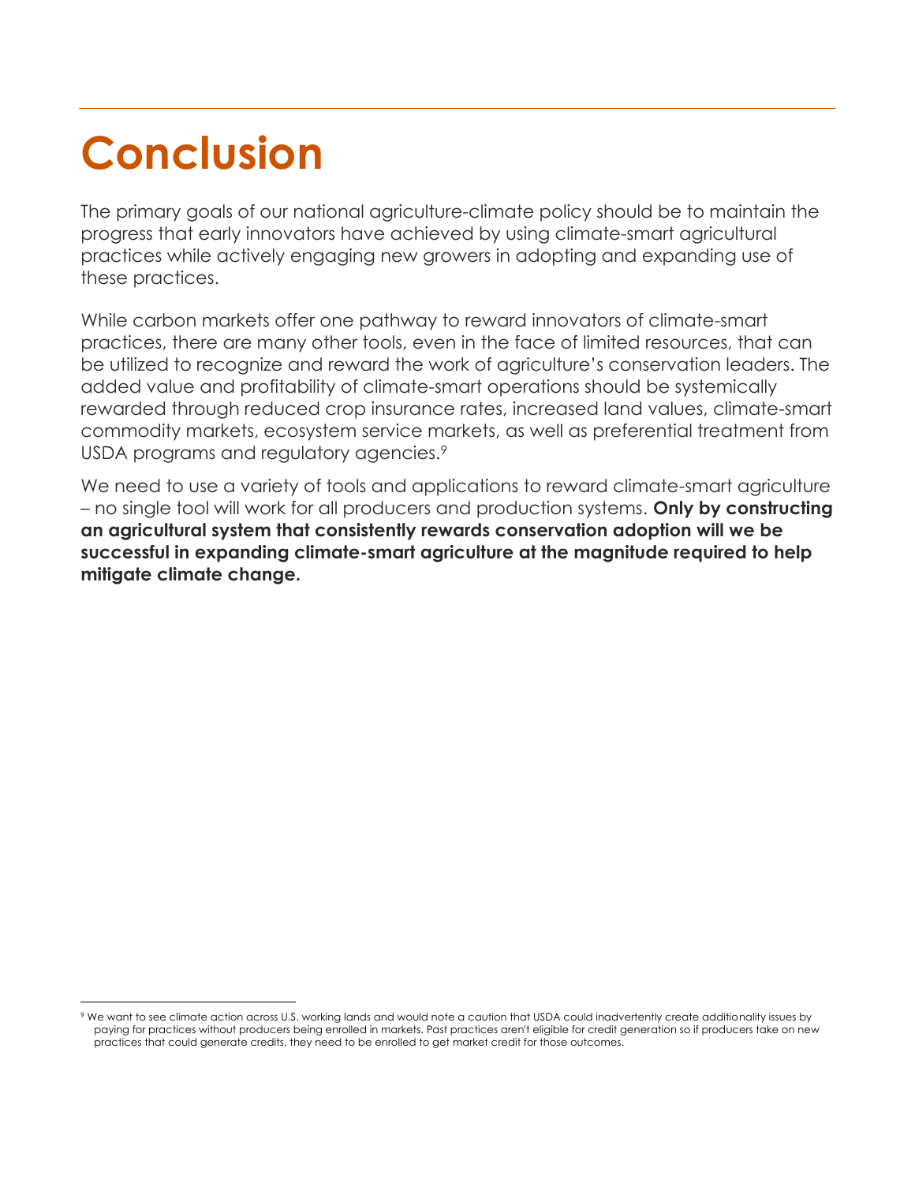# Conclusion

The primary goals of our national agriculture-climate policy should be to maintain the progress that early innovators have achieved by using climate-smart agricultural practices while actively engaging new growers in adopting and expanding use of these practices.

While carbon markets offer one pathway to reward innovators of climate-smart practices, there are many other tools, even in the face of limited resources, that can be utilized to recognize and reward the work of agriculture's conservation leaders. The added value and profitability of climate-smart operations should be systemically rewarded through reduced crop insurance rates, increased land values, climate-smart commodity markets, ecosystem service markets, as well as preferential treatment from USDA programs and regulatory agencies.[9]

We need to use a variety of tools and applications to reward climate-smart agriculture – no single tool will work for all producers and production systems. **Only by constructing an agricultural system that consistently rewards conservation adoption will we be successful in expanding climate-smart agriculture at the magnitude required to help mitigate climate change.**

---

[9] We want to see climate action across U.S. working lands and would note a caution that USDA could inadvertently create additionality issues by paying for practices without producers being enrolled in markets. Past practices aren't eligible for credit generation so if producers take on new practices that could generate credits, they need to be enrolled to get market credit for those outcomes.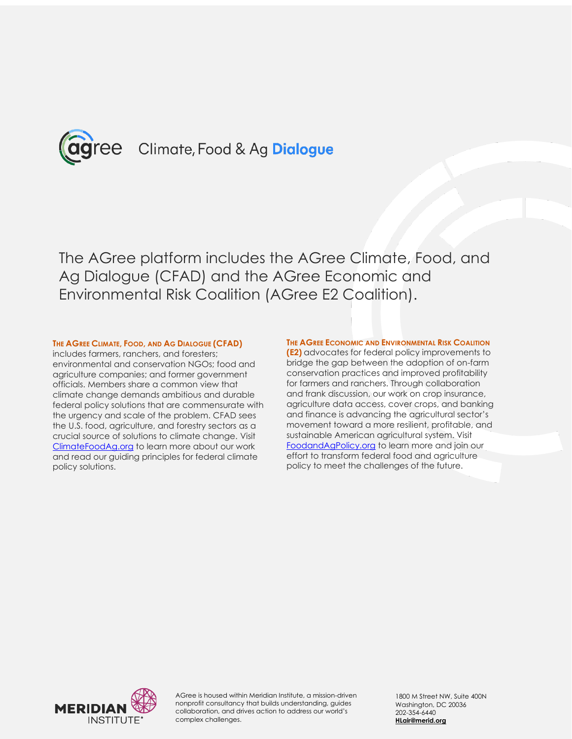AGree Climate, Food & Ag Dialogue

The AGree platform includes the AGree Climate, Food, and Ag Dialogue (CFAD) and the AGree Economic and Environmental Risk Coalition (AGree E2 Coalition).

**THE AGREE CLIMATE, FOOD, AND AG DIALOGUE (CFAD)** includes farmers, ranchers, and foresters; environmental and conservation NGOs; food and agriculture companies; and former government officials. Members share a common view that climate change demands ambitious and durable federal policy solutions that are commensurate with the urgency and scale of the problem. CFAD sees the U.S. food, agriculture, and forestry sectors as a crucial source of solutions to climate change. Visit ClimateFoodAg.org to learn more about our work and read our guiding principles for federal climate policy solutions.

**THE AGREE ECONOMIC AND ENVIRONMENTAL RISK COALITION (E2)** advocates for federal policy improvements to bridge the gap between the adoption of on-farm conservation practices and improved profitability for farmers and ranchers. Through collaboration and frank discussion, our work on crop insurance, agriculture data access, cover crops, and banking and finance is advancing the agricultural sector's movement toward a more resilient, profitable, and sustainable American agricultural system. Visit FoodandAgPolicy.org to learn more and join our effort to transform federal food and agriculture policy to meet the challenges of the future.

MERIDIAN INSTITUTE

AGree is housed within Meridian Institute, a mission-driven nonprofit consultancy that builds understanding, guides collaboration, and drives action to address our world's complex challenges.

1800 M Street NW, Suite 400N
Washington, DC 20036
202-354-6440
**HLair@merid.org**